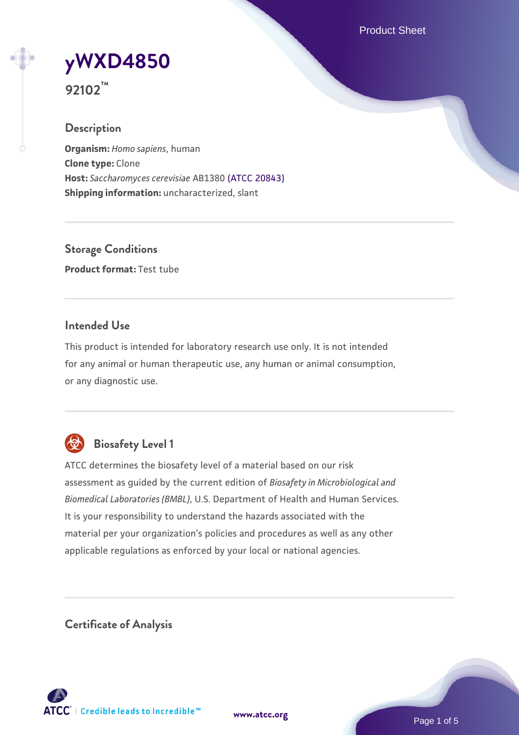# yWXD4850

**92102™**

## Description

**Organism:** *Homo sapiens*, human
**Clone type:** Clone
**Host:** *Saccharomyces cerevisiae* AB1380 (ATCC 20843)
**Shipping information:** uncharacterized, slant

## Storage Conditions

**Product format:** Test tube

## Intended Use

This product is intended for laboratory research use only. It is not intended for any animal or human therapeutic use, any human or animal consumption, or any diagnostic use.

## Biosafety Level 1

ATCC determines the biosafety level of a material based on our risk assessment as guided by the current edition of *Biosafety in Microbiological and Biomedical Laboratories (BMBL)*, U.S. Department of Health and Human Services. It is your responsibility to understand the hazards associated with the material per your organization's policies and procedures as well as any other applicable regulations as enforced by your local or national agencies.

## Certificate of Analysis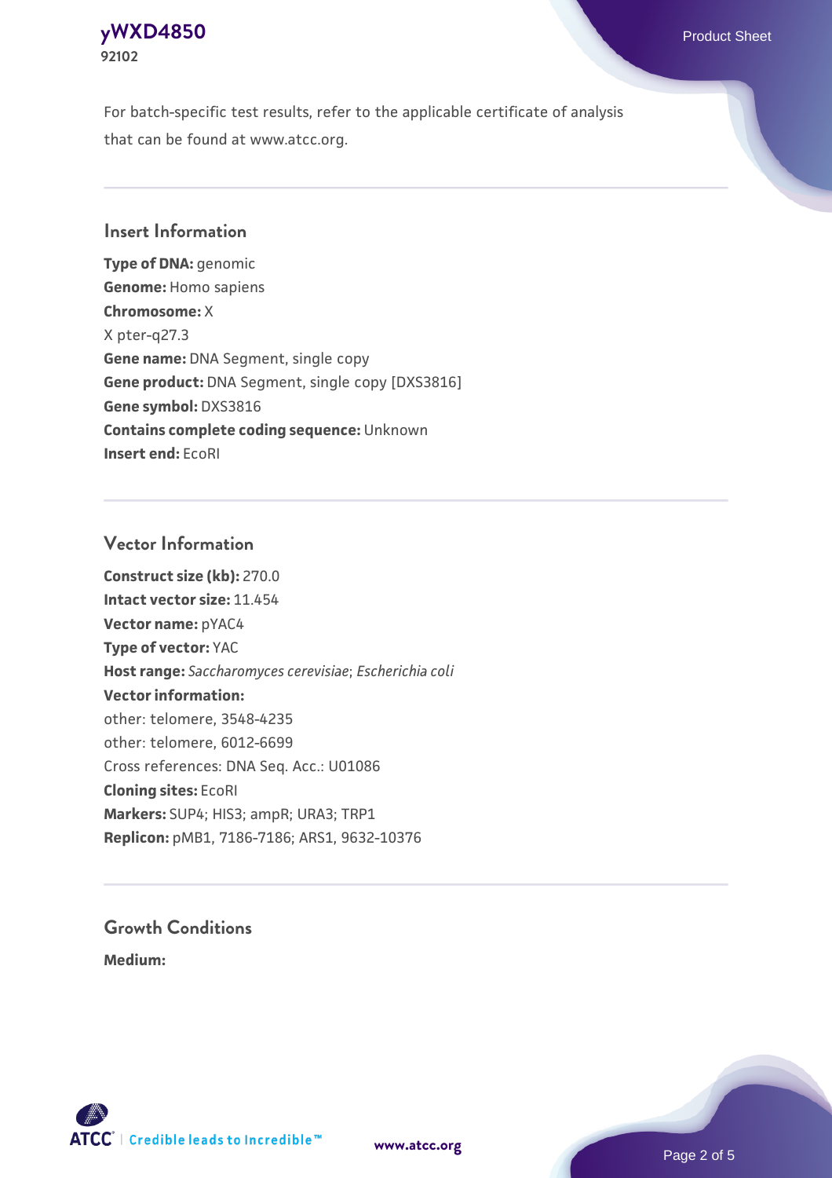For batch-specific test results, refer to the applicable certificate of analysis that can be found at www.atcc.org.

## Insert Information

**Type of DNA:** genomic
**Genome:** Homo sapiens
**Chromosome:** X
X pter-q27.3
**Gene name:** DNA Segment, single copy
**Gene product:** DNA Segment, single copy [DXS3816]
**Gene symbol:** DXS3816
**Contains complete coding sequence:** Unknown
**Insert end:** EcoRI

## Vector Information

**Construct size (kb):** 270.0
**Intact vector size:** 11.454
**Vector name:** pYAC4
**Type of vector:** YAC
**Host range:** *Saccharomyces cerevisiae*; *Escherichia coli*
**Vector information:**
other: telomere, 3548-4235
other: telomere, 6012-6699
Cross references: DNA Seq. Acc.: U01086
**Cloning sites:** EcoRI
**Markers:** SUP4; HIS3; ampR; URA3; TRP1
**Replicon:** pMB1, 7186-7186; ARS1, 9632-10376

## Growth Conditions

**Medium:**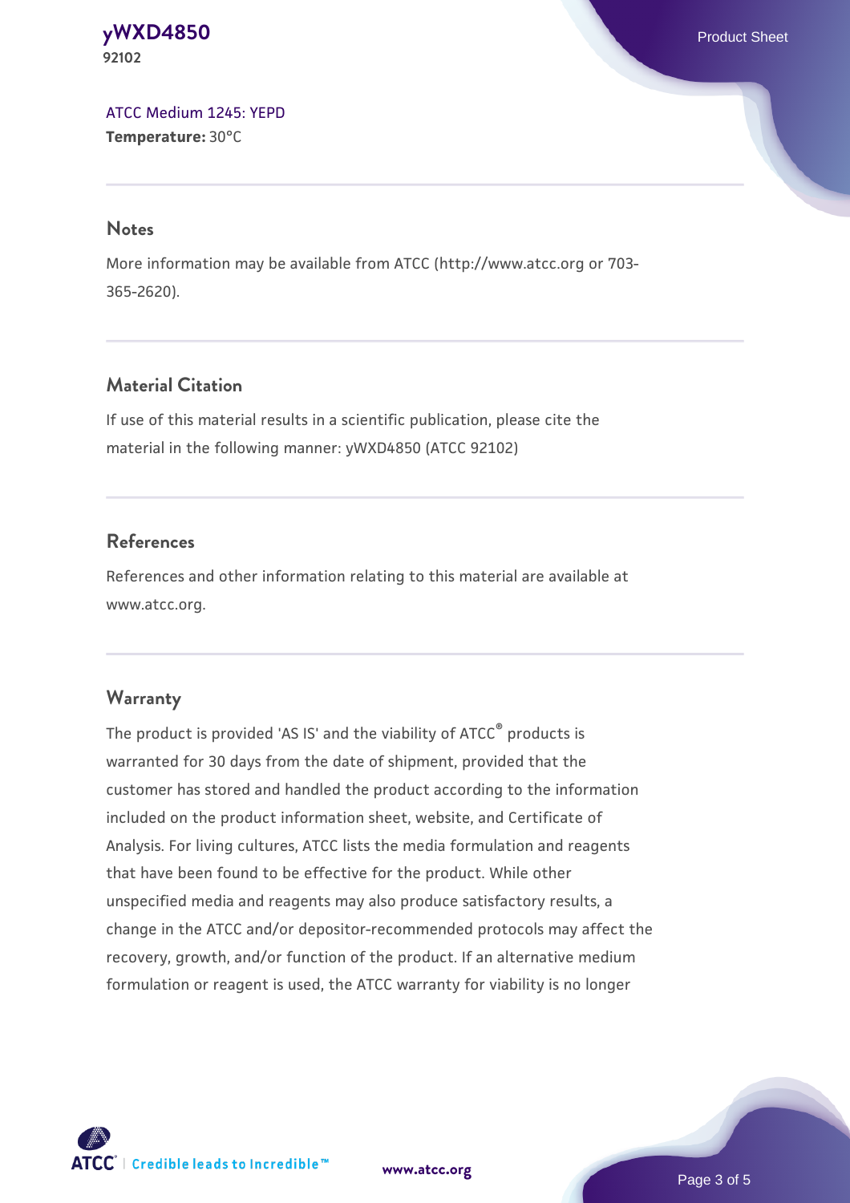[ATCC Medium 1245: YEPD](#)
**Temperature:** 30°C

## Notes

More information may be available from ATCC (http://www.atcc.org or 703-365-2620).

## Material Citation

If use of this material results in a scientific publication, please cite the material in the following manner: yWXD4850 (ATCC 92102)

## References

References and other information relating to this material are available at www.atcc.org.

## Warranty

The product is provided 'AS IS' and the viability of ATCC® products is warranted for 30 days from the date of shipment, provided that the customer has stored and handled the product according to the information included on the product information sheet, website, and Certificate of Analysis. For living cultures, ATCC lists the media formulation and reagents that have been found to be effective for the product. While other unspecified media and reagents may also produce satisfactory results, a change in the ATCC and/or depositor-recommended protocols may affect the recovery, growth, and/or function of the product. If an alternative medium formulation or reagent is used, the ATCC warranty for viability is no longer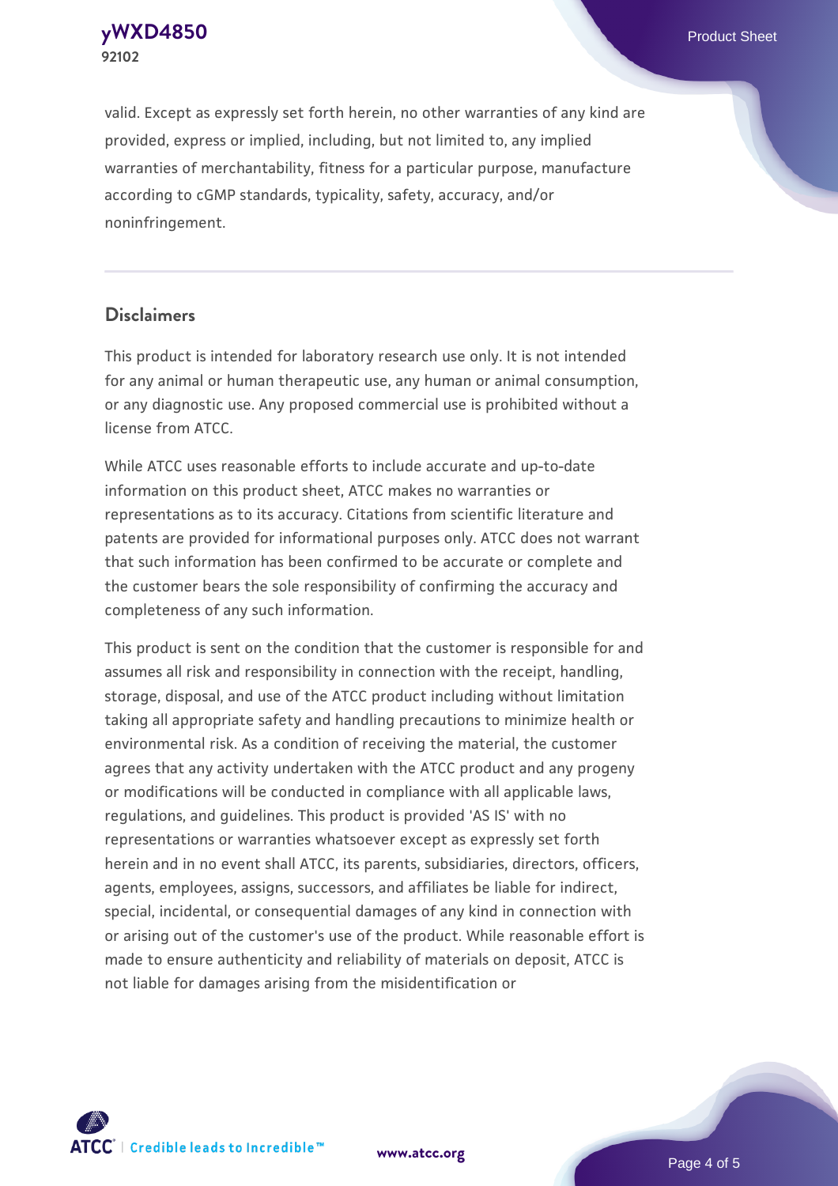valid. Except as expressly set forth herein, no other warranties of any kind are provided, express or implied, including, but not limited to, any implied warranties of merchantability, fitness for a particular purpose, manufacture according to cGMP standards, typicality, safety, accuracy, and/or noninfringement.

## Disclaimers

This product is intended for laboratory research use only. It is not intended for any animal or human therapeutic use, any human or animal consumption, or any diagnostic use. Any proposed commercial use is prohibited without a license from ATCC.

While ATCC uses reasonable efforts to include accurate and up-to-date information on this product sheet, ATCC makes no warranties or representations as to its accuracy. Citations from scientific literature and patents are provided for informational purposes only. ATCC does not warrant that such information has been confirmed to be accurate or complete and the customer bears the sole responsibility of confirming the accuracy and completeness of any such information.

This product is sent on the condition that the customer is responsible for and assumes all risk and responsibility in connection with the receipt, handling, storage, disposal, and use of the ATCC product including without limitation taking all appropriate safety and handling precautions to minimize health or environmental risk. As a condition of receiving the material, the customer agrees that any activity undertaken with the ATCC product and any progeny or modifications will be conducted in compliance with all applicable laws, regulations, and guidelines. This product is provided 'AS IS' with no representations or warranties whatsoever except as expressly set forth herein and in no event shall ATCC, its parents, subsidiaries, directors, officers, agents, employees, assigns, successors, and affiliates be liable for indirect, special, incidental, or consequential damages of any kind in connection with or arising out of the customer's use of the product. While reasonable effort is made to ensure authenticity and reliability of materials on deposit, ATCC is not liable for damages arising from the misidentification or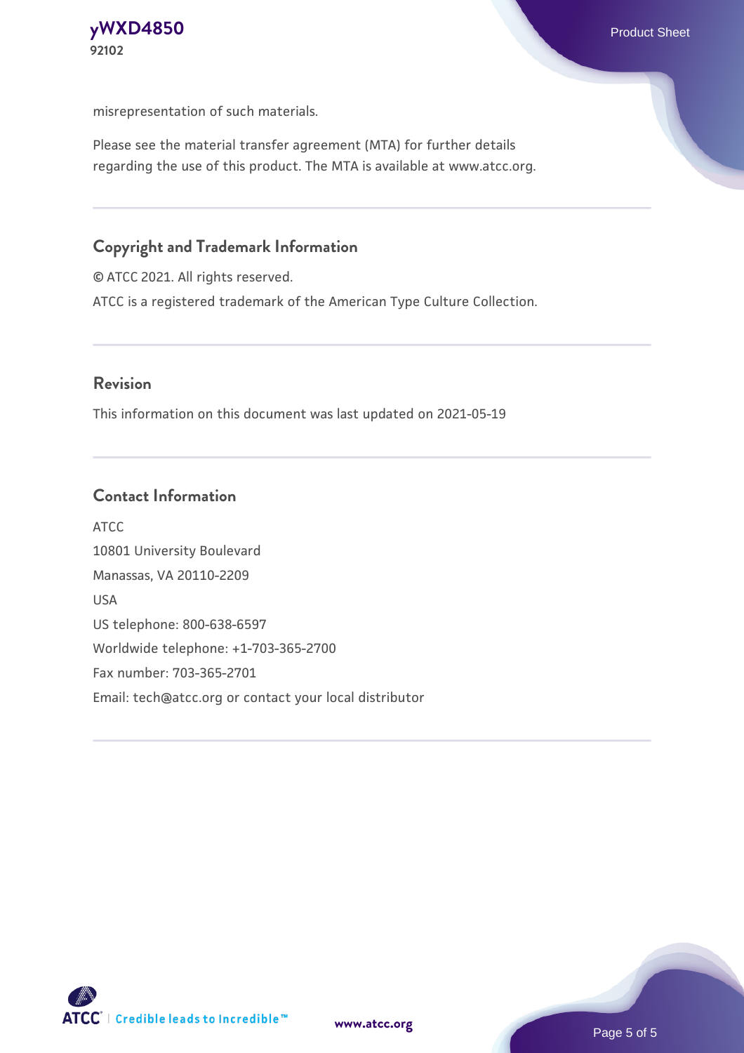misrepresentation of such materials.

Please see the material transfer agreement (MTA) for further details regarding the use of this product. The MTA is available at www.atcc.org.

## Copyright and Trademark Information

© ATCC 2021. All rights reserved.

ATCC is a registered trademark of the American Type Culture Collection.

## Revision

This information on this document was last updated on 2021-05-19

## Contact Information

ATCC
10801 University Boulevard
Manassas, VA 20110-2209
USA
US telephone: 800-638-6597
Worldwide telephone: +1-703-365-2700
Fax number: 703-365-2701
Email: tech@atcc.org or contact your local distributor